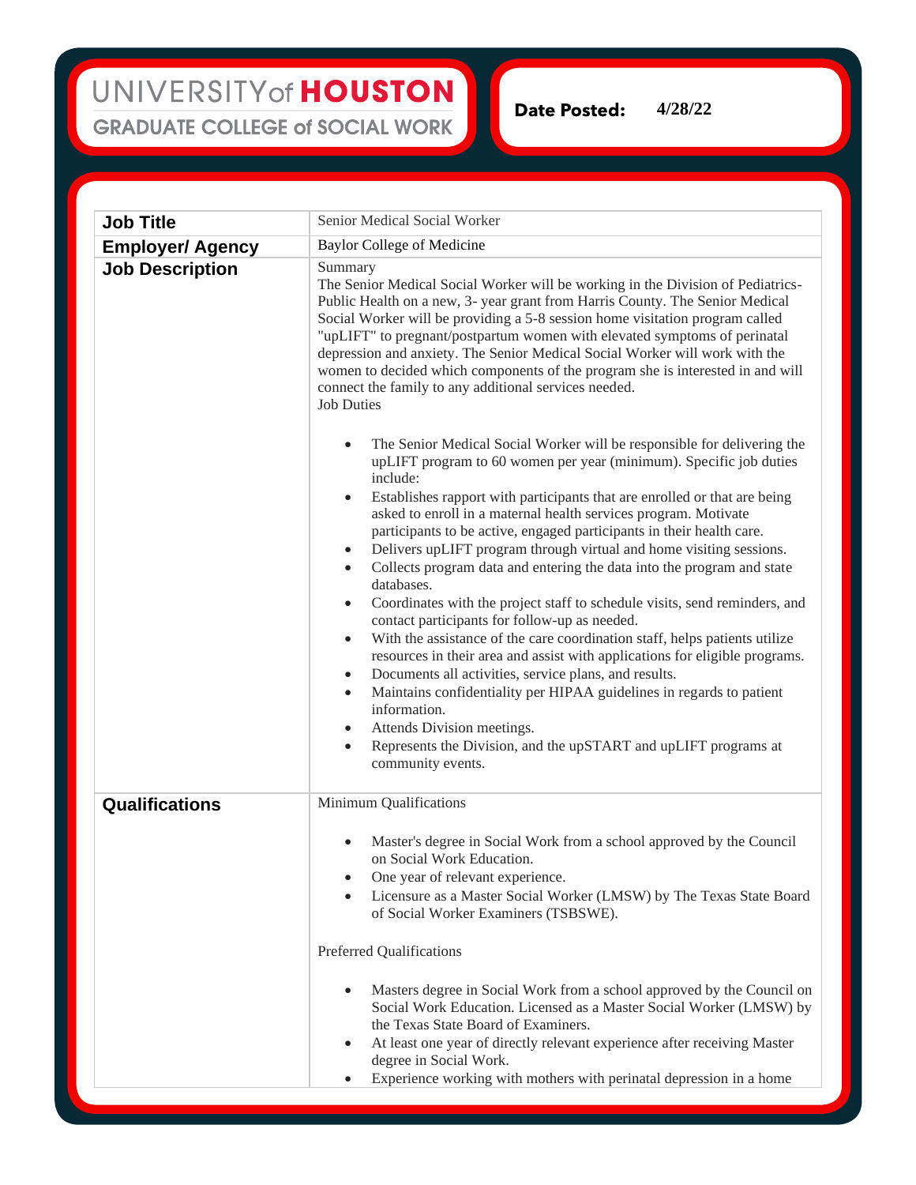UNIVERSITY of HOUSTON
GRADUATE COLLEGE of SOCIAL WORK

**Date Posted:** 4/28/22

| **Job Title** | Senior Medical Social Worker |
|---|---|
| **Employer/ Agency** | Baylor College of Medicine |
| **Job Description** | Summary<br>The Senior Medical Social Worker will be working in the Division of Pediatrics-Public Health on a new, 3- year grant from Harris County. The Senior Medical Social Worker will be providing a 5-8 session home visitation program called "upLIFT" to pregnant/postpartum women with elevated symptoms of perinatal depression and anxiety. The Senior Medical Social Worker will work with the women to decided which components of the program she is interested in and will connect the family to any additional services needed.<br>Job Duties<br><br>• The Senior Medical Social Worker will be responsible for delivering the upLIFT program to 60 women per year (minimum). Specific job duties include:<br>• Establishes rapport with participants that are enrolled or that are being asked to enroll in a maternal health services program. Motivate participants to be active, engaged participants in their health care.<br>• Delivers upLIFT program through virtual and home visiting sessions.<br>• Collects program data and entering the data into the program and state databases.<br>• Coordinates with the project staff to schedule visits, send reminders, and contact participants for follow-up as needed.<br>• With the assistance of the care coordination staff, helps patients utilize resources in their area and assist with applications for eligible programs.<br>• Documents all activities, service plans, and results.<br>• Maintains confidentiality per HIPAA guidelines in regards to patient information.<br>• Attends Division meetings.<br>• Represents the Division, and the upSTART and upLIFT programs at community events. |
| **Qualifications** | Minimum Qualifications<br><br>• Master's degree in Social Work from a school approved by the Council on Social Work Education.<br>• One year of relevant experience.<br>• Licensure as a Master Social Worker (LMSW) by The Texas State Board of Social Worker Examiners (TSBSWE).<br><br>Preferred Qualifications<br><br>• Masters degree in Social Work from a school approved by the Council on Social Work Education. Licensed as a Master Social Worker (LMSW) by the Texas State Board of Examiners.<br>• At least one year of directly relevant experience after receiving Master degree in Social Work.<br>• Experience working with mothers with perinatal depression in a home |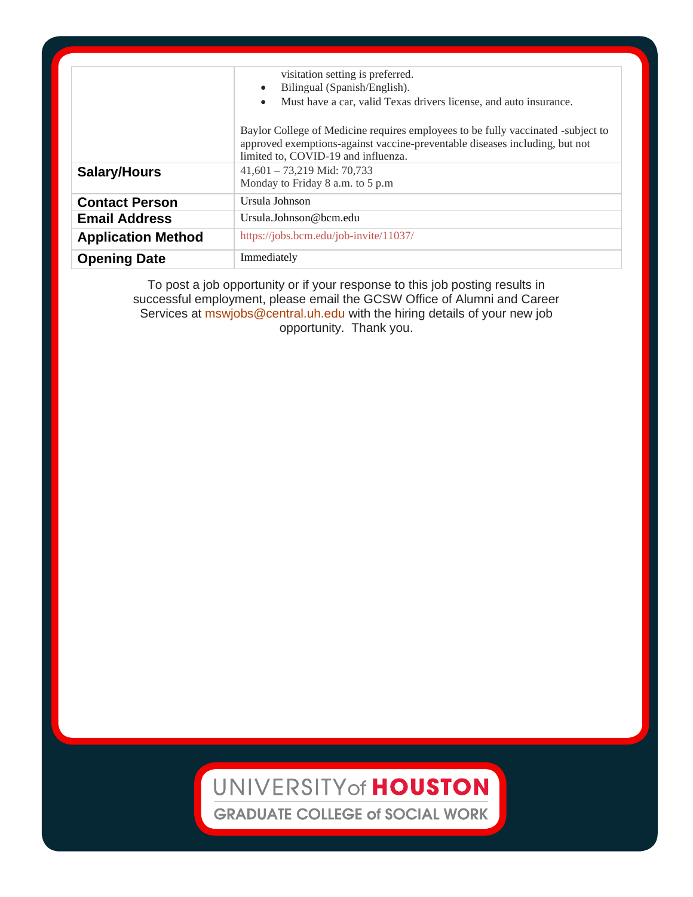| | |
|---|---|
| | visitation setting is preferred.<br>• Bilingual (Spanish/English).<br>• Must have a car, valid Texas drivers license, and auto insurance.<br><br>Baylor College of Medicine requires employees to be fully vaccinated -subject to approved exemptions-against vaccine-preventable diseases including, but not limited to, COVID-19 and influenza. |
| **Salary/Hours** | 41,601 – 73,219 Mid: 70,733<br>Monday to Friday 8 a.m. to 5 p.m |
| **Contact Person** | Ursula Johnson |
| **Email Address** | Ursula.Johnson@bcm.edu |
| **Application Method** | https://jobs.bcm.edu/job-invite/11037/ |
| **Opening Date** | Immediately |

To post a job opportunity or if your response to this job posting results in successful employment, please email the GCSW Office of Alumni and Career Services at mswjobs@central.uh.edu with the hiring details of your new job opportunity. Thank you.

UNIVERSITY of HOUSTON
GRADUATE COLLEGE of SOCIAL WORK